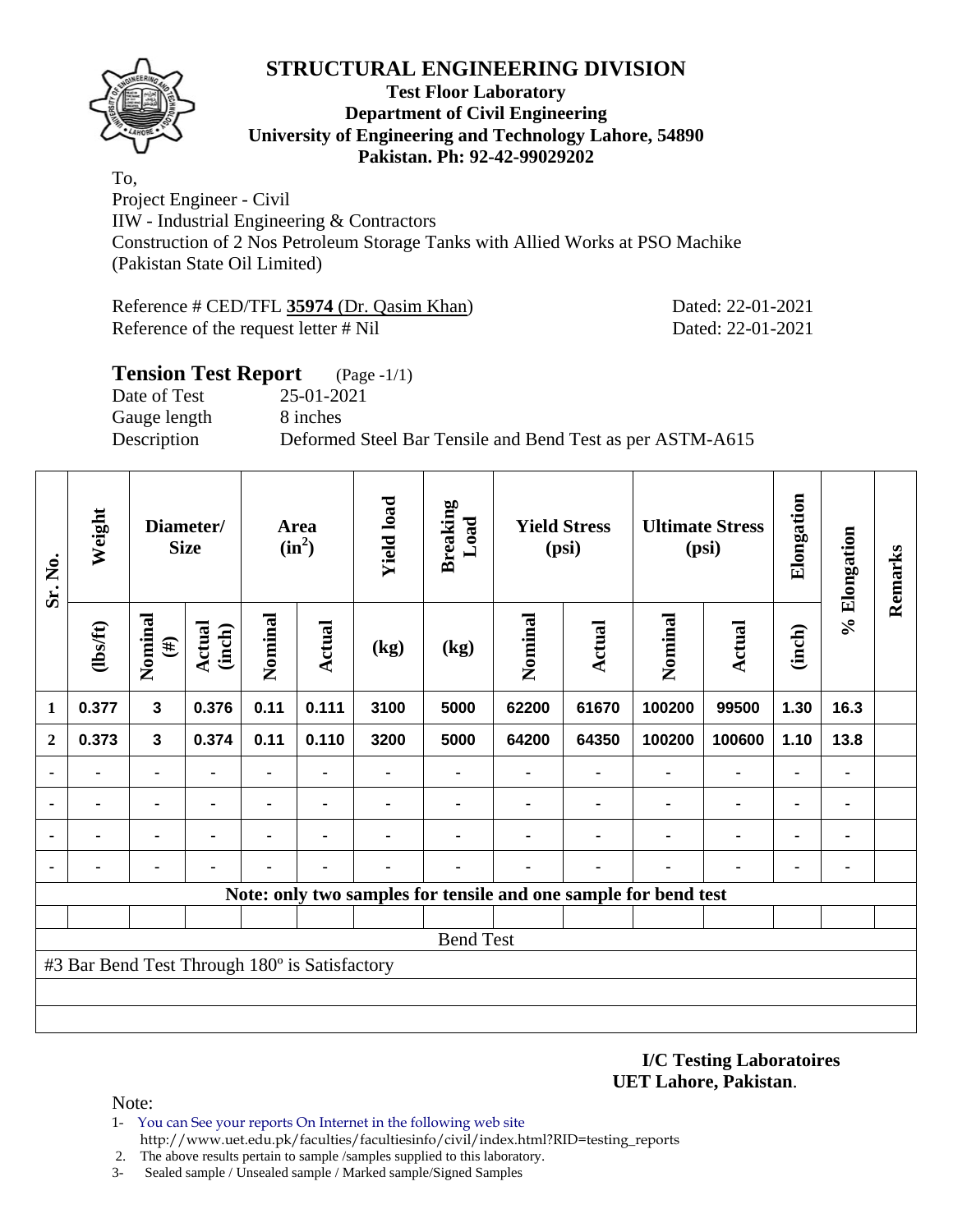# STRUCTURAL ENGINEERING DIVISION

**Test Floor Laboratory**
**Department of Civil Engineering**
**University of Engineering and Technology Lahore, 54890**
**Pakistan. Ph: 92-42-99029202**

To,
Project Engineer - Civil
IIW - Industrial Engineering & Contractors
Construction of 2 Nos Petroleum Storage Tanks with Allied Works at PSO Machike
(Pakistan State Oil Limited)

Reference # CED/TFL **35974** (Dr. Qasim Khan) Dated: 22-01-2021
Reference of the request letter # Nil Dated: 22-01-2021

## Tension Test Report (Page -1/1)

Date of Test 25-01-2021
Gauge length 8 inches
Description Deformed Steel Bar Tensile and Bend Test as per ASTM-A615

| Sr. No. | Weight | Diameter/ Size | | Area ($in^2$) | | Yield load | Breaking Load | Yield Stress (psi) | | Ultimate Stress (psi) | | Elongation | % Elongation | Remarks |
|---|---|---|---|---|---|---|---|---|---|---|---|---|---|---|
| | (lbs/ft) | Nominal (#) | Actual (inch) | Nominal | Actual | (kg) | (kg) | Nominal | Actual | Nominal | Actual | (inch) | | |
| 1 | 0.377 | 3 | 0.376 | 0.11 | 0.111 | 3100 | 5000 | 62200 | 61670 | 100200 | 99500 | 1.30 | 16.3 | |
| 2 | 0.373 | 3 | 0.374 | 0.11 | 0.110 | 3200 | 5000 | 64200 | 64350 | 100200 | 100600 | 1.10 | 13.8 | |
| - | - | - | - | - | - | - | - | - | - | - | - | - | - | |
| - | - | - | - | - | - | - | - | - | - | - | - | - | - | |
| - | - | - | - | - | - | - | - | - | - | - | - | - | - | |
| - | - | - | - | - | - | - | - | - | - | - | - | - | - | |
| Note: only two samples for tensile and one sample for bend test | | | | | | | | | | | | | | |
| Bend Test | | | | | | | | | | | | | | |
| #3 Bar Bend Test Through 180º is Satisfactory | | | | | | | | | | | | | | |

**I/C Testing Laboratoires**
**UET Lahore, Pakistan**.

Note:

1- You can See your reports On Internet in the following web site
http://www.uet.edu.pk/faculties/facultiesinfo/civil/index.html?RID=testing_reports
2. The above results pertain to sample /samples supplied to this laboratory.
3- Sealed sample / Unsealed sample / Marked sample/Signed Samples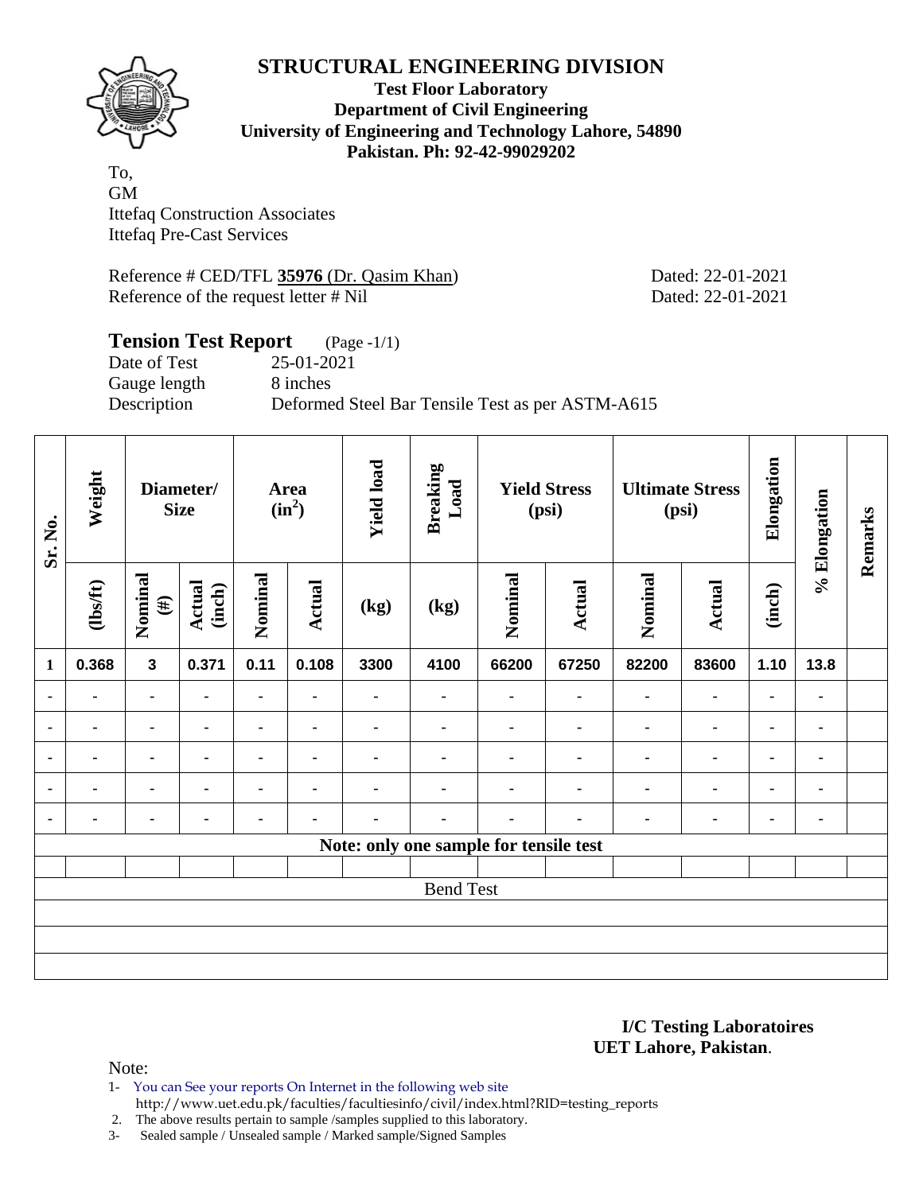# STRUCTURAL ENGINEERING DIVISION

**Test Floor Laboratory**
**Department of Civil Engineering**
**University of Engineering and Technology Lahore, 54890**
**Pakistan. Ph: 92-42-99029202**

To,
GM
Ittefaq Construction Associates
Ittefaq Pre-Cast Services

Reference # CED/TFL **35976** (Dr. Qasim Khan) Dated: 22-01-2021
Reference of the request letter # Nil Dated: 22-01-2021

## Tension Test Report (Page -1/1)

Date of Test 25-01-2021
Gauge length 8 inches
Description Deformed Steel Bar Tensile Test as per ASTM-A615

| Sr. No. | Weight | Diameter/ Size | | Area ($in^2$) | | Yield load | Breaking Load | Yield Stress (psi) | | Ultimate Stress (psi) | | Elongation | % Elongation | Remarks |
|---|---|---|---|---|---|---|---|---|---|---|---|---|---|---|
| | (lbs/ft) | Nominal (#) | Actual (inch) | Nominal | Actual | (kg) | (kg) | Nominal | Actual | Nominal | Actual | (inch) | | |
| 1 | 0.368 | 3 | 0.371 | 0.11 | 0.108 | 3300 | 4100 | 66200 | 67250 | 82200 | 83600 | 1.10 | 13.8 | |
| - | - | - | - | - | - | - | - | - | - | - | - | - | - | |
| - | - | - | - | - | - | - | - | - | - | - | - | - | - | |
| - | - | - | - | - | - | - | - | - | - | - | - | - | - | |
| - | - | - | - | - | - | - | - | - | - | - | - | - | - | |
| - | - | - | - | - | - | - | - | - | - | - | - | - | - | |
| Note: only one sample for tensile test | | | | | | | | | | | | | | |
| | | | | | | | | | | | | | | |
| Bend Test | | | | | | | | | | | | | | |

**I/C Testing Laboratoires**
**UET Lahore, Pakistan**.

Note:

1- You can See your reports On Internet in the following web site
http://www.uet.edu.pk/faculties/facultiesinfo/civil/index.html?RID=testing_reports
2. The above results pertain to sample /samples supplied to this laboratory.
3- Sealed sample / Unsealed sample / Marked sample/Signed Samples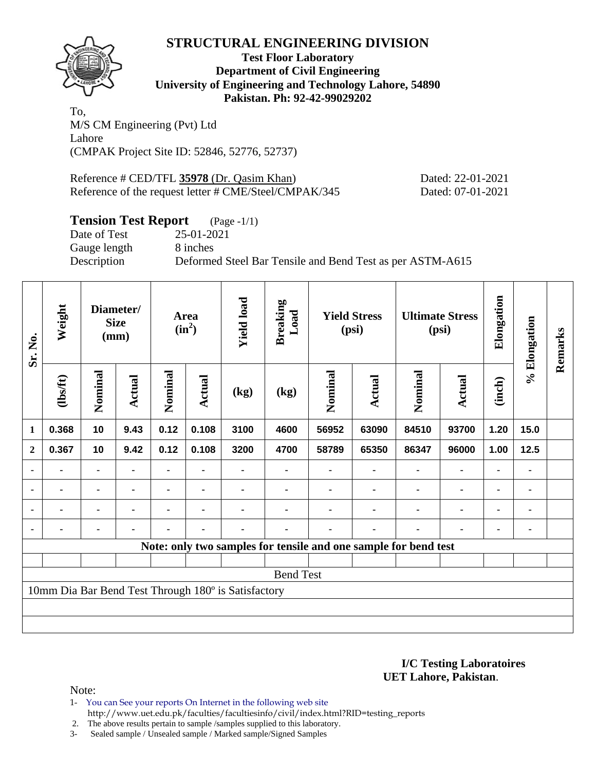# STRUCTURAL ENGINEERING DIVISION

**Test Floor Laboratory**
**Department of Civil Engineering**
**University of Engineering and Technology Lahore, 54890**
**Pakistan. Ph: 92-42-99029202**

To,
M/S CM Engineering (Pvt) Ltd
Lahore
(CMPAK Project Site ID: 52846, 52776, 52737)

Reference # CED/TFL **35978** (Dr. Qasim Khan) Dated: 22-01-2021
Reference of the request letter # CME/Steel/CMPAK/345 Dated: 07-01-2021

## Tension Test Report (Page -1/1)

Date of Test 25-01-2021
Gauge length 8 inches
Description Deformed Steel Bar Tensile and Bend Test as per ASTM-A615

| Sr. No. | Weight | Diameter/ Size (mm) | | Area ($in^2$) | | Yield load | Breaking Load | Yield Stress (psi) | | Ultimate Stress (psi) | | Elongation | % Elongation | Remarks |
|---|---|---|---|---|---|---|---|---|---|---|---|---|---|---|
| | (lbs/ft) | Nominal | Actual | Nominal | Actual | (kg) | (kg) | Nominal | Actual | Nominal | Actual | (inch) | | |
| 1 | 0.368 | 10 | 9.43 | 0.12 | 0.108 | 3100 | 4600 | 56952 | 63090 | 84510 | 93700 | 1.20 | 15.0 | |
| 2 | 0.367 | 10 | 9.42 | 0.12 | 0.108 | 3200 | 4700 | 58789 | 65350 | 86347 | 96000 | 1.00 | 12.5 | |
| - | - | - | - | - | - | - | - | - | - | - | - | - | - | |
| - | - | - | - | - | - | - | - | - | - | - | - | - | - | |
| - | - | - | - | - | - | - | - | - | - | - | - | - | - | |
| - | - | - | - | - | - | - | - | - | - | - | - | - | - | |

**Note: only two samples for tensile and one sample for bend test**

Bend Test

10mm Dia Bar Bend Test Through 180º is Satisfactory

**I/C Testing Laboratoires**
**UET Lahore, Pakistan**.

Note:

1- You can See your reports On Internet in the following web site
http://www.uet.edu.pk/faculties/facultiesinfo/civil/index.html?RID=testing_reports
2. The above results pertain to sample /samples supplied to this laboratory.
3- Sealed sample / Unsealed sample / Marked sample/Signed Samples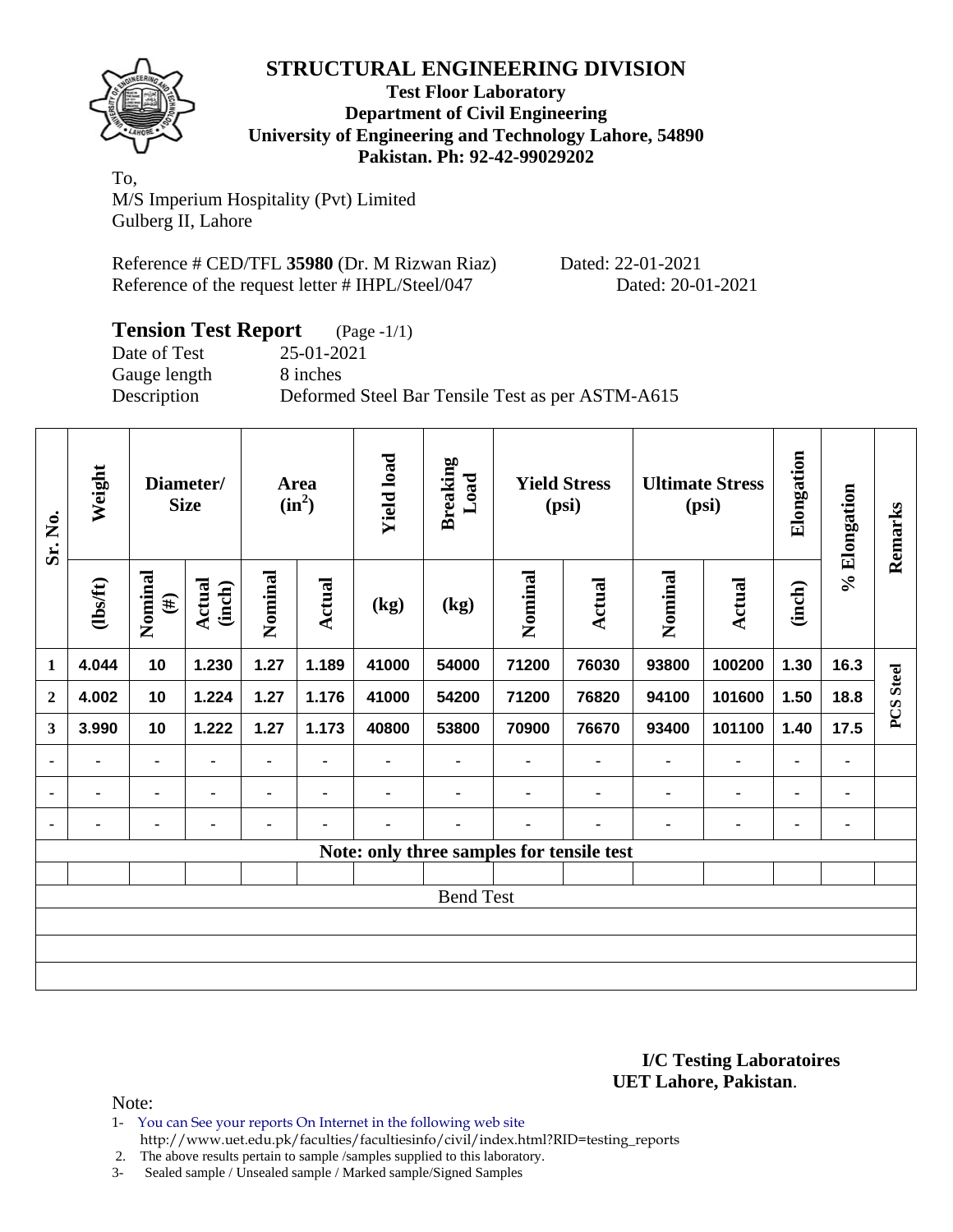# STRUCTURAL ENGINEERING DIVISION

**Test Floor Laboratory**
**Department of Civil Engineering**
**University of Engineering and Technology Lahore, 54890**
**Pakistan. Ph: 92-42-99029202**

To,
M/S Imperium Hospitality (Pvt) Limited
Gulberg II, Lahore

Reference # CED/TFL **35980** (Dr. M Rizwan Riaz) Dated: 22-01-2021
Reference of the request letter # IHPL/Steel/047 Dated: 20-01-2021

## Tension Test Report (Page -1/1)

Date of Test 25-01-2021
Gauge length 8 inches
Description Deformed Steel Bar Tensile Test as per ASTM-A615

| Sr. No. | Weight | Diameter/ Size | | Area ($in^2$) | | Yield load | Breaking Load | Yield Stress (psi) | | Ultimate Stress (psi) | | Elongation | % Elongation | Remarks |
|---|---|---|---|---|---|---|---|---|---|---|---|---|---|---|
| | (lbs/ft) | Nominal (#) | Actual (inch) | Nominal | Actual | (kg) | (kg) | Nominal | Actual | Nominal | Actual | (inch) | | |
| 1 | 4.044 | 10 | 1.230 | 1.27 | 1.189 | 41000 | 54000 | 71200 | 76030 | 93800 | 100200 | 1.30 | 16.3 | PCS Steel |
| 2 | 4.002 | 10 | 1.224 | 1.27 | 1.176 | 41000 | 54200 | 71200 | 76820 | 94100 | 101600 | 1.50 | 18.8 | |
| 3 | 3.990 | 10 | 1.222 | 1.27 | 1.173 | 40800 | 53800 | 70900 | 76670 | 93400 | 101100 | 1.40 | 17.5 | |
| - | - | - | - | - | - | - | - | - | - | - | - | - | - | |
| - | - | - | - | - | - | - | - | - | - | - | - | - | - | |
| - | - | - | - | - | - | - | - | - | - | - | - | - | - | |
| Note: only three samples for tensile test | | | | | | | | | | | | | | |
| | | | | | | | | | | | | | | |
| Bend Test | | | | | | | | | | | | | | |

**I/C Testing Laboratoires**
**UET Lahore, Pakistan**.

Note:

1- You can See your reports On Internet in the following web site
 http://www.uet.edu.pk/faculties/facultiesinfo/civil/index.html?RID=testing_reports
2. The above results pertain to sample /samples supplied to this laboratory.
3- Sealed sample / Unsealed sample / Marked sample/Signed Samples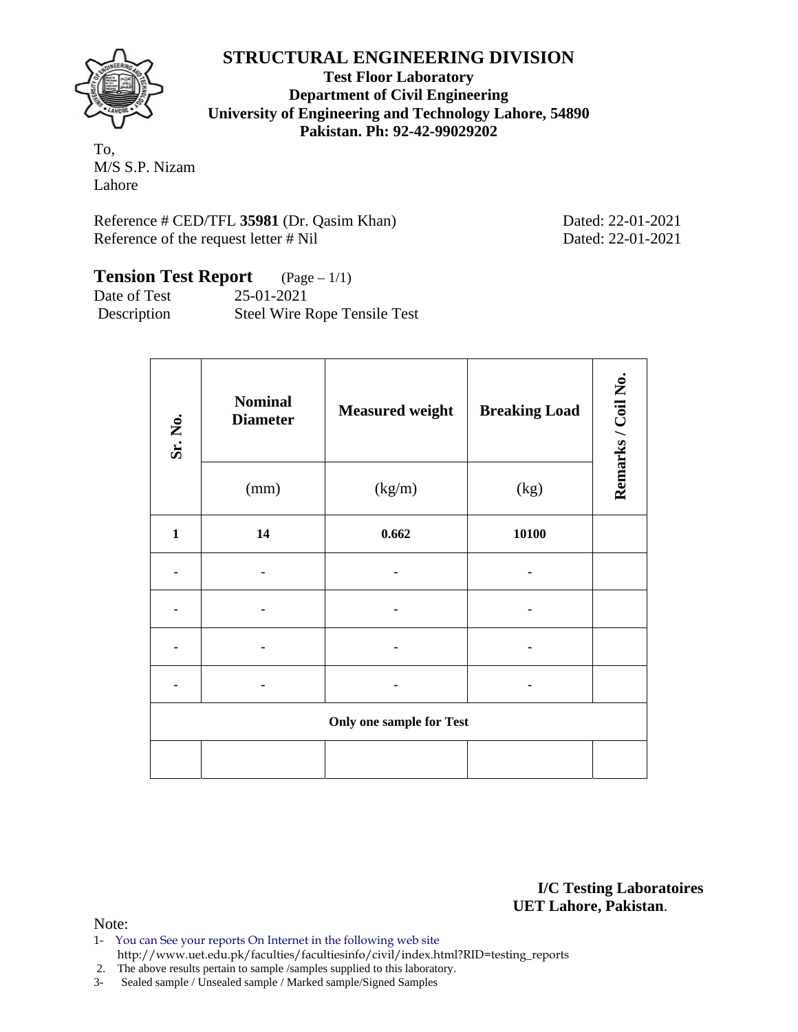# STRUCTURAL ENGINEERING DIVISION

**Test Floor Laboratory**
**Department of Civil Engineering**
**University of Engineering and Technology Lahore, 54890**
**Pakistan. Ph: 92-42-99029202**

To,
M/S S.P. Nizam
Lahore

Reference # CED/TFL **35981** (Dr. Qasim Khan) Dated: 22-01-2021
Reference of the request letter # Nil Dated: 22-01-2021

## Tension Test Report (Page – 1/1)

Date of Test 25-01-2021
Description Steel Wire Rope Tensile Test

| Sr. No. | Nominal Diameter | Measured weight | Breaking Load | Remarks / Coil No. |
|---|---|---|---|---|
| | (mm) | (kg/m) | (kg) | |
| **1** | **14** | **0.662** | **10100** | |
| - | - | - | - | |
| - | - | - | - | |
| - | - | - | - | |
| - | - | - | - | |
| **Only one sample for Test** | | | | |
| | | | | |

**I/C Testing Laboratoires**
**UET Lahore, Pakistan**.

Note:
1- You can See your reports On Internet in the following web site
http://www.uet.edu.pk/faculties/facultiesinfo/civil/index.html?RID=testing_reports
2. The above results pertain to sample /samples supplied to this laboratory.
3- Sealed sample / Unsealed sample / Marked sample/Signed Samples